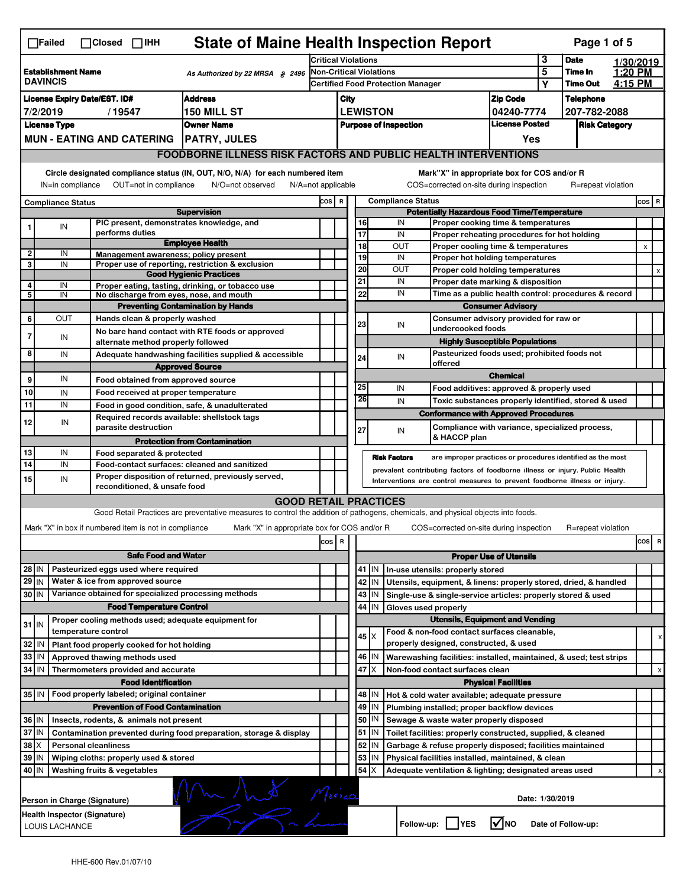☐Failed ☐Closed ☐IHH

# State of Maine Health Inspection Report

| Establishment Name | As Authorized by 22 MRSA § 2496 | Critical Violations | 3 | Date | 1/30/2019 |
|---|---|---|---|---|---|
| DAVINCIS | | Non-Critical Violations | 5 | Time In | 1:20 PM |
| | | Certified Food Protection Manager | Y | Time Out | 4:15 PM |

| License Expiry Date/EST. ID# | Address | City | Zip Code | Telephone |
|---|---|---|---|---|
| 7/2/2019 / 19547 | 150 MILL ST | LEWISTON | 04240-7774 | 207-782-2088 |

| License Type | Owner Name | Purpose of Inspection | License Posted | Risk Category |
|---|---|---|---|---|
| MUN - EATING AND CATERING | PATRY, JULES | | Yes | |

## FOODBORNE ILLNESS RISK FACTORS AND PUBLIC HEALTH INTERVENTIONS

Circle designated compliance status (IN, OUT, N/O, N/A) for each numbered item. Mark "X" in appropriate box for COS and/or R

IN=in compliance OUT=not in compliance N/O=not observed N/A=not applicable COS=corrected on-site during inspection R=repeat violation

| # | Compliance Status | Item | COS | R |
|---|---|---|---|---|
| | | **Supervision** | | |
| 1 | IN | PIC present, demonstrates knowledge, and performs duties | | |
| | | **Employee Health** | | |
| 2 | IN | Management awareness; policy present | | |
| 3 | IN | Proper use of reporting, restriction & exclusion | | |
| | | **Good Hygienic Practices** | | |
| 4 | IN | Proper eating, tasting, drinking, or tobacco use | | |
| 5 | IN | No discharge from eyes, nose, and mouth | | |
| | | **Preventing Contamination by Hands** | | |
| 6 | OUT | Hands clean & properly washed | | |
| 7 | IN | No bare hand contact with RTE foods or approved alternate method properly followed | | |
| 8 | IN | Adequate handwashing facilities supplied & accessible | | |
| | | **Approved Source** | | |
| 9 | IN | Food obtained from approved source | | |
| 10 | IN | Food received at proper temperature | | |
| 11 | IN | Food in good condition, safe, & unadulterated | | |
| 12 | IN | Required records available: shellstock tags parasite destruction | | |
| | | **Protection from Contamination** | | |
| 13 | IN | Food separated & protected | | |
| 14 | IN | Food-contact surfaces: cleaned and sanitized | | |
| 15 | IN | Proper disposition of returned, previously served, reconditioned, & unsafe food | | |
| | | **Potentially Hazardous Food Time/Temperature** | | |
| 16 | IN | Proper cooking time & temperatures | | |
| 17 | IN | Proper reheating procedures for hot holding | | |
| 18 | OUT | Proper cooling time & temperatures | x | |
| 19 | IN | Proper hot holding temperatures | | |
| 20 | OUT | Proper cold holding temperatures | | x |
| 21 | IN | Proper date marking & disposition | | |
| 22 | IN | Time as a public health control: procedures & record | | |
| | | **Consumer Advisory** | | |
| 23 | IN | Consumer advisory provided for raw or undercooked foods | | |
| | | **Highly Susceptible Populations** | | |
| 24 | IN | Pasteurized foods used; prohibited foods not offered | | |
| | | **Chemical** | | |
| 25 | IN | Food additives: approved & properly used | | |
| 26 | IN | Toxic substances properly identified, stored & used | | |
| | | **Conformance with Approved Procedures** | | |
| 27 | IN | Compliance with variance, specialized process, & HACCP plan | | |

**Risk Factors** are improper practices or procedures identified as the most prevalent contributing factors of foodborne illness or injury. Public Health Interventions are control measures to prevent foodborne illness or injury.

## GOOD RETAIL PRACTICES

Good Retail Practices are preventative measures to control the addition of pathogens, chemicals, and physical objects into foods.

Mark "X" in box if numbered item is not in compliance. Mark "X" in appropriate box for COS and/or R. COS=corrected on-site during inspection R=repeat violation

| # | Status | Item | COS | R |
|---|---|---|---|---|
| | | **Safe Food and Water** | | |
| 28 | IN | Pasteurized eggs used where required | | |
| 29 | IN | Water & ice from approved source | | |
| 30 | IN | Variance obtained for specialized processing methods | | |
| | | **Food Temperature Control** | | |
| 31 | IN | Proper cooling methods used; adequate equipment for temperature control | | |
| 32 | IN | Plant food properly cooked for hot holding | | |
| 33 | IN | Approved thawing methods used | | |
| 34 | IN | Thermometers provided and accurate | | |
| | | **Food Identification** | | |
| 35 | IN | Food properly labeled; original container | | |
| | | **Prevention of Food Contamination** | | |
| 36 | IN | Insects, rodents, & animals not present | | |
| 37 | IN | Contamination prevented during food preparation, storage & display | | |
| 38 | X | Personal cleanliness | | |
| 39 | IN | Wiping cloths: properly used & stored | | |
| 40 | IN | Washing fruits & vegetables | | |
| | | **Proper Use of Utensils** | | |
| 41 | IN | In-use utensils: properly stored | | |
| 42 | IN | Utensils, equipment, & linens: properly stored, dried, & handled | | |
| 43 | IN | Single-use & single-service articles: properly stored & used | | |
| 44 | IN | Gloves used properly | | |
| | | **Utensils, Equipment and Vending** | | |
| 45 | X | Food & non-food contact surfaces cleanable, properly designed, constructed, & used | | x |
| 46 | IN | Warewashing facilities: installed, maintained, & used; test strips | | |
| 47 | X | Non-food contact surfaces clean | | x |
| | | **Physical Facilities** | | |
| 48 | IN | Hot & cold water available; adequate pressure | | |
| 49 | IN | Plumbing installed; proper backflow devices | | |
| 50 | IN | Sewage & waste water properly disposed | | |
| 51 | IN | Toilet facilities: properly constructed, supplied, & cleaned | | |
| 52 | IN | Garbage & refuse properly disposed; facilities maintained | | |
| 53 | IN | Physical facilities installed, maintained, & clean | | |
| 54 | X | Adequate ventilation & lighting; designated areas used | | x |

Person in Charge (Signature): Monica

Date: 1/30/2019

Health Inspector (Signature): LOUIS LACHANCE

Follow-up: ☐ YES ☑ NO Date of Follow-up:

HHE-600 Rev.01/07/10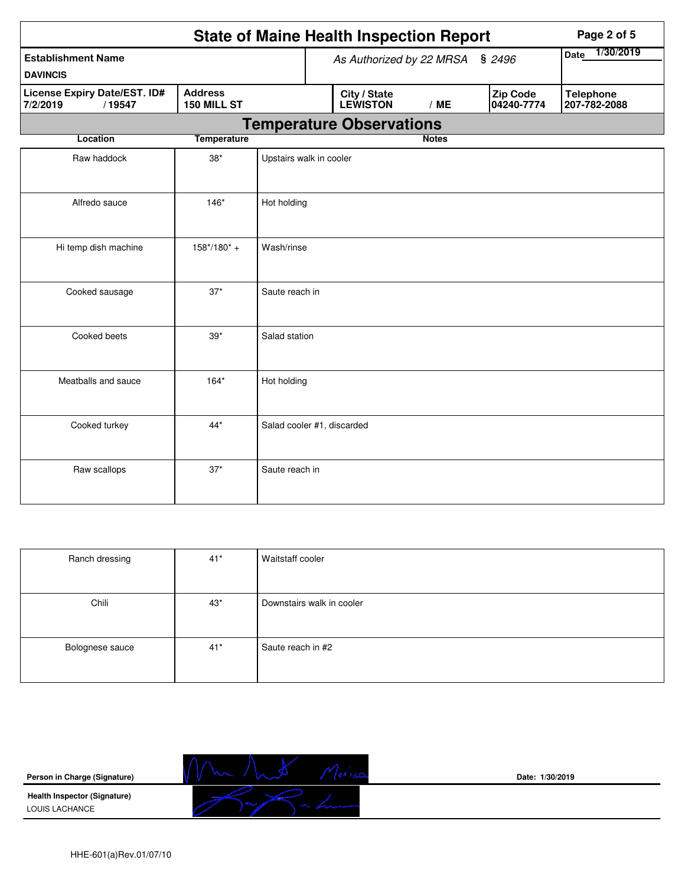# State of Maine Health Inspection Report

| Establishment Name | As Authorized by 22 MRSA § 2496 | | | Date 1/30/2019 |
|---|---|---|---|---|
| DAVINCIS | | | | |
| **License Expiry Date/EST. ID#** | **Address** | **City / State** | **Zip Code** | **Telephone** |
| 7/2/2019 / 19547 | 150 MILL ST | LEWISTON / ME | 04240-7774 | 207-782-2088 |

## Temperature Observations

| Location | Temperature | Notes |
|---|---|---|
| Raw haddock | 38* | Upstairs walk in cooler |
| Alfredo sauce | 146* | Hot holding |
| Hi temp dish machine | 158*/180* + | Wash/rinse |
| Cooked sausage | 37* | Saute reach in |
| Cooked beets | 39* | Salad station |
| Meatballs and sauce | 164* | Hot holding |
| Cooked turkey | 44* | Salad cooler #1, discarded |
| Raw scallops | 37* | Saute reach in |
| Ranch dressing | 41* | Waitstaff cooler |
| Chili | 43* | Downstairs walk in cooler |
| Bolognese sauce | 41* | Saute reach in #2 |

**Person in Charge (Signature)** Date: 1/30/2019

**Health Inspector (Signature)**
LOUIS LACHANCE

HHE-601(a)Rev.01/07/10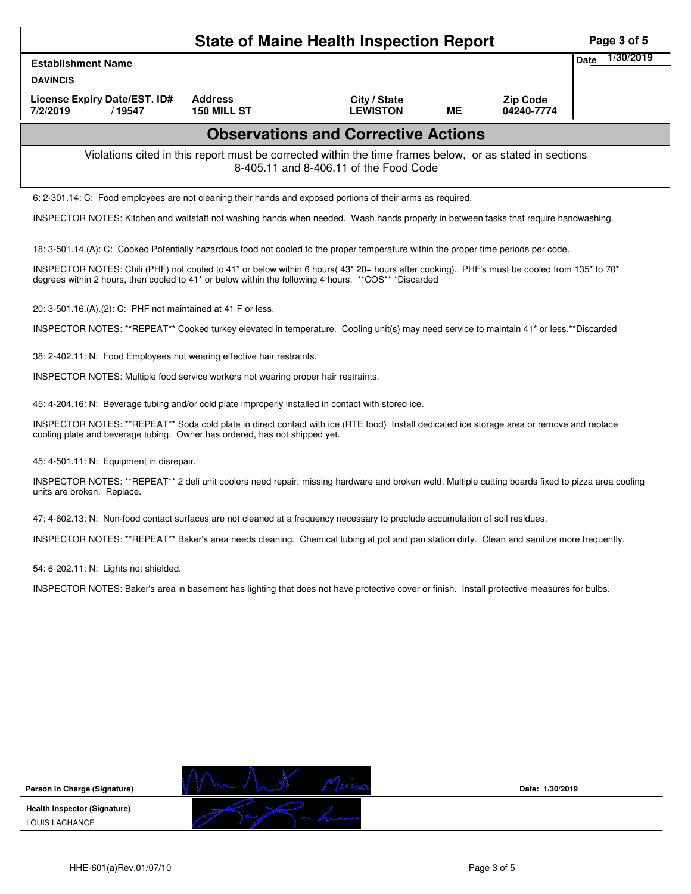# State of Maine Health Inspection Report

| Establishment Name | | | | | Date 1/30/2019 |
|---|---|---|---|---|---|
| DAVINCIS | | | | | |
| License Expiry Date/EST. ID# | Address | City / State | | Zip Code | |
| 7/2/2019 / 19547 | 150 MILL ST | LEWISTON | ME | 04240-7774 | |

## Observations and Corrective Actions

Violations cited in this report must be corrected within the time frames below, or as stated in sections 8-405.11 and 8-406.11 of the Food Code

6: 2-301.14: C: Food employees are not cleaning their hands and exposed portions of their arms as required.

INSPECTOR NOTES: Kitchen and waitstaff not washing hands when needed. Wash hands properly in between tasks that require handwashing.

18: 3-501.14.(A): C: Cooked Potentially hazardous food not cooled to the proper temperature within the proper time periods per code.

INSPECTOR NOTES: Chili (PHF) not cooled to 41* or below within 6 hours( 43* 20+ hours after cooking). PHF's must be cooled from 135* to 70* degrees within 2 hours, then cooled to 41* or below within the following 4 hours. **COS** *Discarded

20: 3-501.16.(A).(2): C: PHF not maintained at 41 F or less.

INSPECTOR NOTES: **REPEAT** Cooked turkey elevated in temperature. Cooling unit(s) may need service to maintain 41* or less.**Discarded

38: 2-402.11: N: Food Employees not wearing effective hair restraints.

INSPECTOR NOTES: Multiple food service workers not wearing proper hair restraints.

45: 4-204.16: N: Beverage tubing and/or cold plate improperly installed in contact with stored ice.

INSPECTOR NOTES: **REPEAT** Soda cold plate in direct contact with ice (RTE food) Install dedicated ice storage area or remove and replace cooling plate and beverage tubing. Owner has ordered, has not shipped yet.

45: 4-501.11: N: Equipment in disrepair.

INSPECTOR NOTES: **REPEAT** 2 deli unit coolers need repair, missing hardware and broken weld. Multiple cutting boards fixed to pizza area cooling units are broken. Replace.

47: 4-602.13: N: Non-food contact surfaces are not cleaned at a frequency necessary to preclude accumulation of soil residues.

INSPECTOR NOTES: **REPEAT** Baker's area needs cleaning. Chemical tubing at pot and pan station dirty. Clean and sanitize more frequently.

54: 6-202.11: N: Lights not shielded.

INSPECTOR NOTES: Baker's area in basement has lighting that does not have protective cover or finish. Install protective measures for bulbs.

Person in Charge (Signature) — Date: 1/30/2019

Health Inspector (Signature)
LOUIS LACHANCE

HHE-601(a)Rev.01/07/10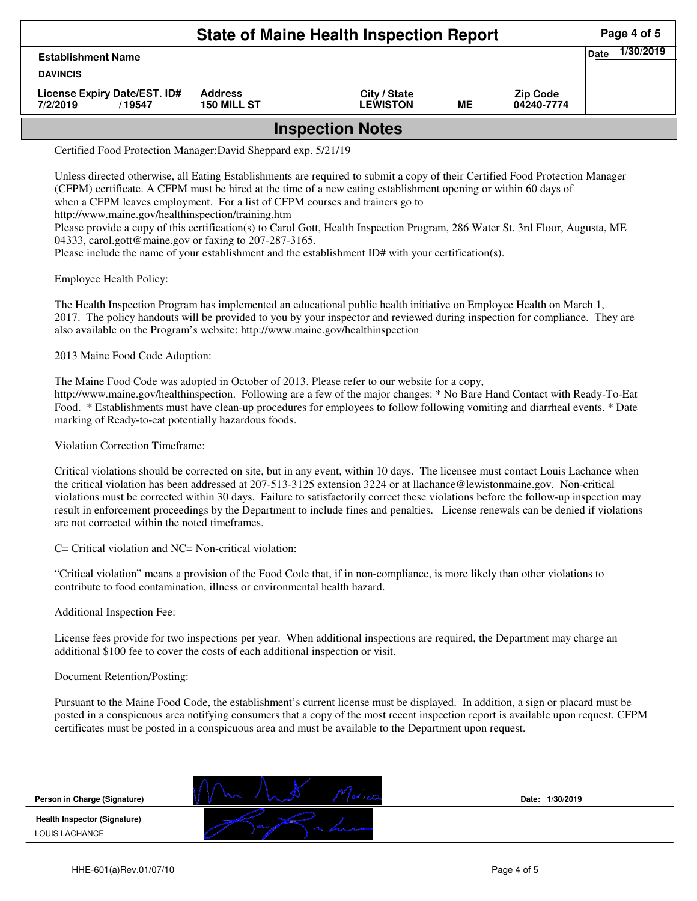# State of Maine Health Inspection Report

| Establishment Name | | | | | Date 1/30/2019 |
|---|---|---|---|---|---|
| DAVINCIS | | | | | |
| License Expiry Date/EST. ID# | Address | City / State | | Zip Code | |
| 7/2/2019 / 19547 | 150 MILL ST | LEWISTON | ME | 04240-7774 | |

## Inspection Notes

Certified Food Protection Manager:David Sheppard exp. 5/21/19

Unless directed otherwise, all Eating Establishments are required to submit a copy of their Certified Food Protection Manager (CFPM) certificate. A CFPM must be hired at the time of a new eating establishment opening or within 60 days of when a CFPM leaves employment. For a list of CFPM courses and trainers go to http://www.maine.gov/healthinspection/training.htm
Please provide a copy of this certification(s) to Carol Gott, Health Inspection Program, 286 Water St. 3rd Floor, Augusta, ME 04333, carol.gott@maine.gov or faxing to 207-287-3165.
Please include the name of your establishment and the establishment ID# with your certification(s).

Employee Health Policy:

The Health Inspection Program has implemented an educational public health initiative on Employee Health on March 1, 2017. The policy handouts will be provided to you by your inspector and reviewed during inspection for compliance. They are also available on the Program's website: http://www.maine.gov/healthinspection

2013 Maine Food Code Adoption:

The Maine Food Code was adopted in October of 2013. Please refer to our website for a copy, http://www.maine.gov/healthinspection. Following are a few of the major changes: * No Bare Hand Contact with Ready-To-Eat Food. * Establishments must have clean-up procedures for employees to follow following vomiting and diarrheal events. * Date marking of Ready-to-eat potentially hazardous foods.

Violation Correction Timeframe:

Critical violations should be corrected on site, but in any event, within 10 days. The licensee must contact Louis Lachance when the critical violation has been addressed at 207-513-3125 extension 3224 or at llachance@lewistonmaine.gov. Non-critical violations must be corrected within 30 days. Failure to satisfactorily correct these violations before the follow-up inspection may result in enforcement proceedings by the Department to include fines and penalties. License renewals can be denied if violations are not corrected within the noted timeframes.

C= Critical violation and NC= Non-critical violation:

"Critical violation" means a provision of the Food Code that, if in non-compliance, is more likely than other violations to contribute to food contamination, illness or environmental health hazard.

Additional Inspection Fee:

License fees provide for two inspections per year. When additional inspections are required, the Department may charge an additional $100 fee to cover the costs of each additional inspection or visit.

Document Retention/Posting:

Pursuant to the Maine Food Code, the establishment's current license must be displayed. In addition, a sign or placard must be posted in a conspicuous area notifying consumers that a copy of the most recent inspection report is available upon request. CFPM certificates must be posted in a conspicuous area and must be available to the Department upon request.

| | | |
|---|---|---|
| Person in Charge (Signature) | [signature] | Date: 1/30/2019 |
| Health Inspector (Signature) LOUIS LACHANCE | [signature] | |

HHE-601(a)Rev.01/07/10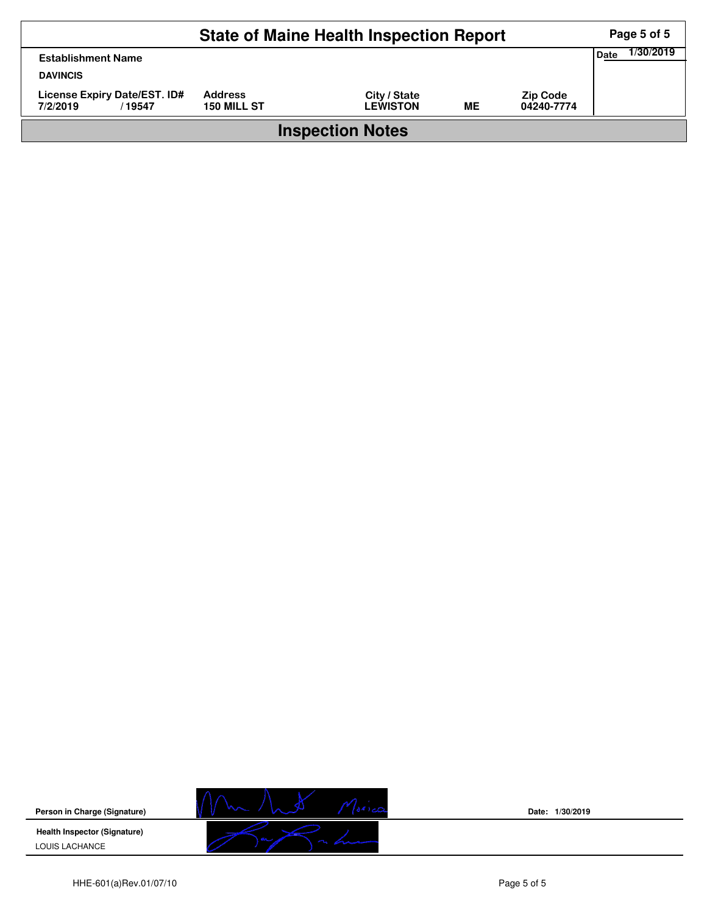# State of Maine Health Inspection Report

| Establishment Name | | | | | Date 1/30/2019 |
|---|---|---|---|---|---|
| DAVINCIS | | | | | |
| License Expiry Date/EST. ID# | Address | City / State | | Zip Code | |
| 7/2/2019 / 19547 | 150 MILL ST | LEWISTON | ME | 04240-7774 | |

## Inspection Notes

**Person in Charge (Signature)** Date: 1/30/2019

**Health Inspector (Signature)**

LOUIS LACHANCE

HHE-601(a)Rev.01/07/10